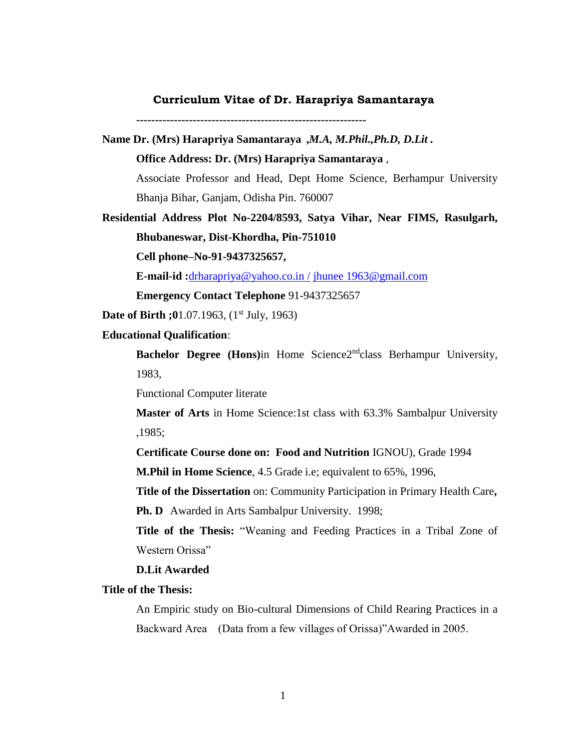# Curriculum Vitae of Dr. Harapriya Samantaraya

--------------------------------------------------------------

**Name Dr. (Mrs) Harapriya Samantaraya ,*M.A, M.Phil.,Ph.D, D.Lit .***

**Office Address: Dr. (Mrs) Harapriya Samantaraya** ,

Associate Professor and Head, Dept Home Science, Berhampur University Bhanja Bihar, Ganjam, Odisha Pin. 760007

**Residential Address Plot No-2204/8593, Satya Vihar, Near FIMS, Rasulgarh, Bhubaneswar, Dist-Khordha, Pin-751010**

**Cell phone–No-91-9437325657,**

**E-mail-id :**drharapriya@yahoo.co.in / jhunee 1963@gmail.com

**Emergency Contact Telephone** 91-9437325657

**Date of Birth ;0**1.07.1963, (1st July, 1963)

**Educational Qualification**:

**Bachelor Degree (Hons)**in Home Science2ndclass Berhampur University, 1983,

Functional Computer literate

**Master of Arts** in Home Science:1st class with 63.3% Sambalpur University ,1985;

**Certificate Course done on: Food and Nutrition** IGNOU), Grade 1994

**M.Phil in Home Science**, 4.5 Grade i.e; equivalent to 65%, 1996,

**Title of the Dissertation** on: Community Participation in Primary Health Care**,**

**Ph. D** Awarded in Arts Sambalpur University. 1998;

**Title of the Thesis:** "Weaning and Feeding Practices in a Tribal Zone of Western Orissa"

**D.Lit Awarded**

**Title of the Thesis:**

An Empiric study on Bio-cultural Dimensions of Child Rearing Practices in a Backward Area (Data from a few villages of Orissa)"Awarded in 2005.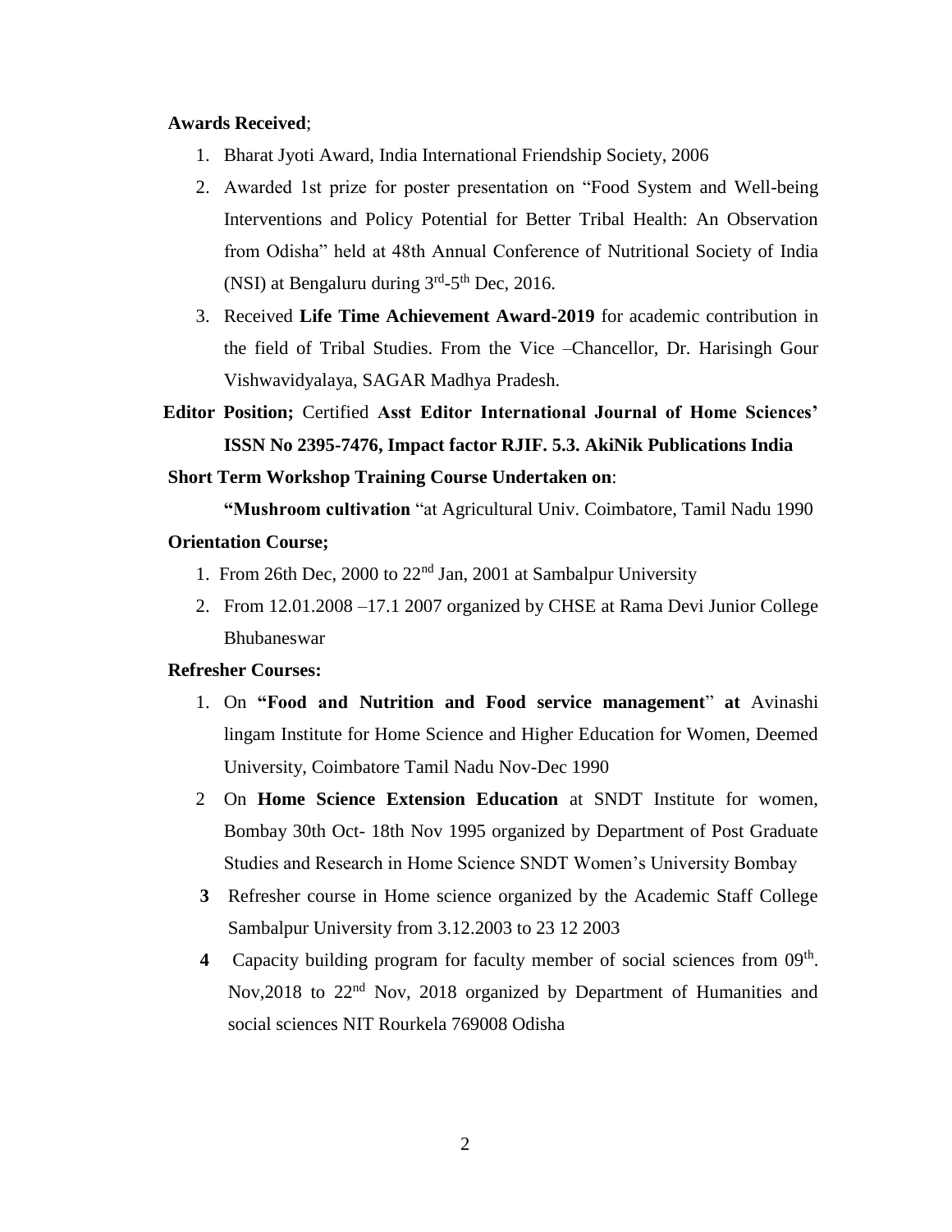**Awards Received**;

1. Bharat Jyoti Award, India International Friendship Society, 2006
2. Awarded 1st prize for poster presentation on "Food System and Well-being Interventions and Policy Potential for Better Tribal Health: An Observation from Odisha" held at 48th Annual Conference of Nutritional Society of India (NSI) at Bengaluru during 3rd-5th Dec, 2016.
3. Received **Life Time Achievement Award-2019** for academic contribution in the field of Tribal Studies. From the Vice –Chancellor, Dr. Harisingh Gour Vishwavidyalaya, SAGAR Madhya Pradesh.

**Editor Position;** Certified **Asst Editor International Journal of Home Sciences' ISSN No 2395-7476, Impact factor RJIF. 5.3. AkiNik Publications India**

**Short Term Workshop Training Course Undertaken on**:

**"Mushroom cultivation** "at Agricultural Univ. Coimbatore, Tamil Nadu 1990

**Orientation Course;**

1. From 26th Dec, 2000 to 22nd Jan, 2001 at Sambalpur University
2. From 12.01.2008 –17.1 2007 organized by CHSE at Rama Devi Junior College Bhubaneswar

**Refresher Courses:**

1. On **"Food and Nutrition and Food service management" at** Avinashi lingam Institute for Home Science and Higher Education for Women, Deemed University, Coimbatore Tamil Nadu Nov-Dec 1990
2. On **Home Science Extension Education** at SNDT Institute for women, Bombay 30th Oct- 18th Nov 1995 organized by Department of Post Graduate Studies and Research in Home Science SNDT Women's University Bombay
3. Refresher course in Home science organized by the Academic Staff College Sambalpur University from 3.12.2003 to 23 12 2003
4. Capacity building program for faculty member of social sciences from 09th. Nov,2018 to 22nd Nov, 2018 organized by Department of Humanities and social sciences NIT Rourkela 769008 Odisha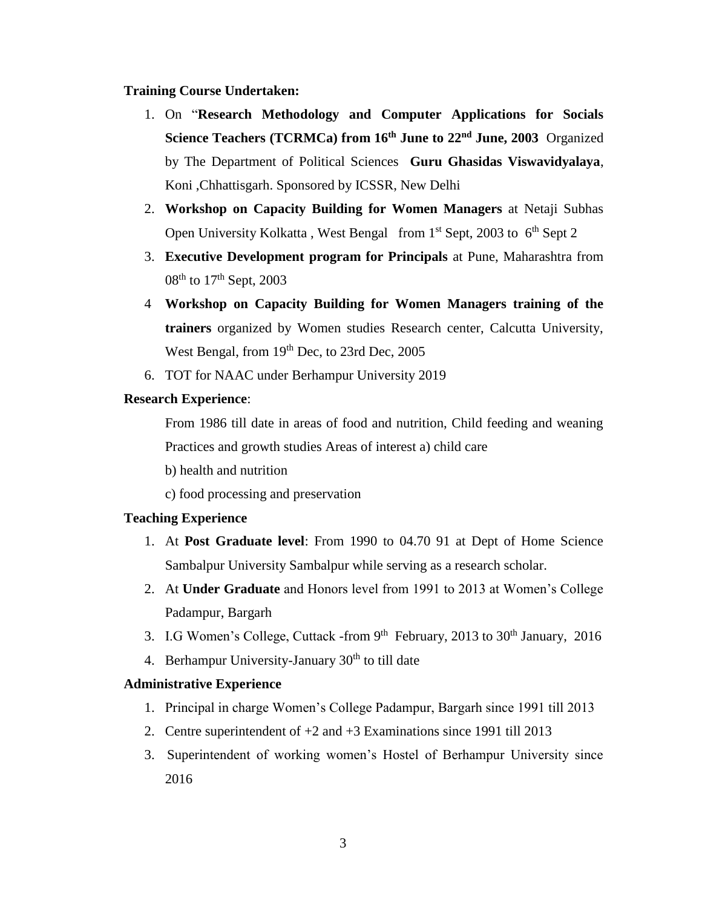**Training Course Undertaken:**

1. On "**Research Methodology and Computer Applications for Socials Science Teachers (TCRMCa) from 16th June to 22nd June, 2003** Organized by The Department of Political Sciences **Guru Ghasidas Viswavidyalaya**, Koni ,Chhattisgarh. Sponsored by ICSSR, New Delhi
2. **Workshop on Capacity Building for Women Managers** at Netaji Subhas Open University Kolkatta , West Bengal from 1st Sept, 2003 to 6th Sept 2
3. **Executive Development program for Principals** at Pune, Maharashtra from 08th to 17th Sept, 2003
4. **Workshop on Capacity Building for Women Managers training of the trainers** organized by Women studies Research center, Calcutta University, West Bengal, from 19th Dec, to 23rd Dec, 2005
6. TOT for NAAC under Berhampur University 2019

**Research Experience**:

From 1986 till date in areas of food and nutrition, Child feeding and weaning Practices and growth studies Areas of interest a) child care

b) health and nutrition

c) food processing and preservation

**Teaching Experience**

1. At **Post Graduate level**: From 1990 to 04.70 91 at Dept of Home Science Sambalpur University Sambalpur while serving as a research scholar.
2. At **Under Graduate** and Honors level from 1991 to 2013 at Women's College Padampur, Bargarh
3. I.G Women's College, Cuttack -from 9th February, 2013 to 30th January, 2016
4. Berhampur University-January 30th to till date

**Administrative Experience**

1. Principal in charge Women's College Padampur, Bargarh since 1991 till 2013
2. Centre superintendent of +2 and +3 Examinations since 1991 till 2013
3. Superintendent of working women's Hostel of Berhampur University since 2016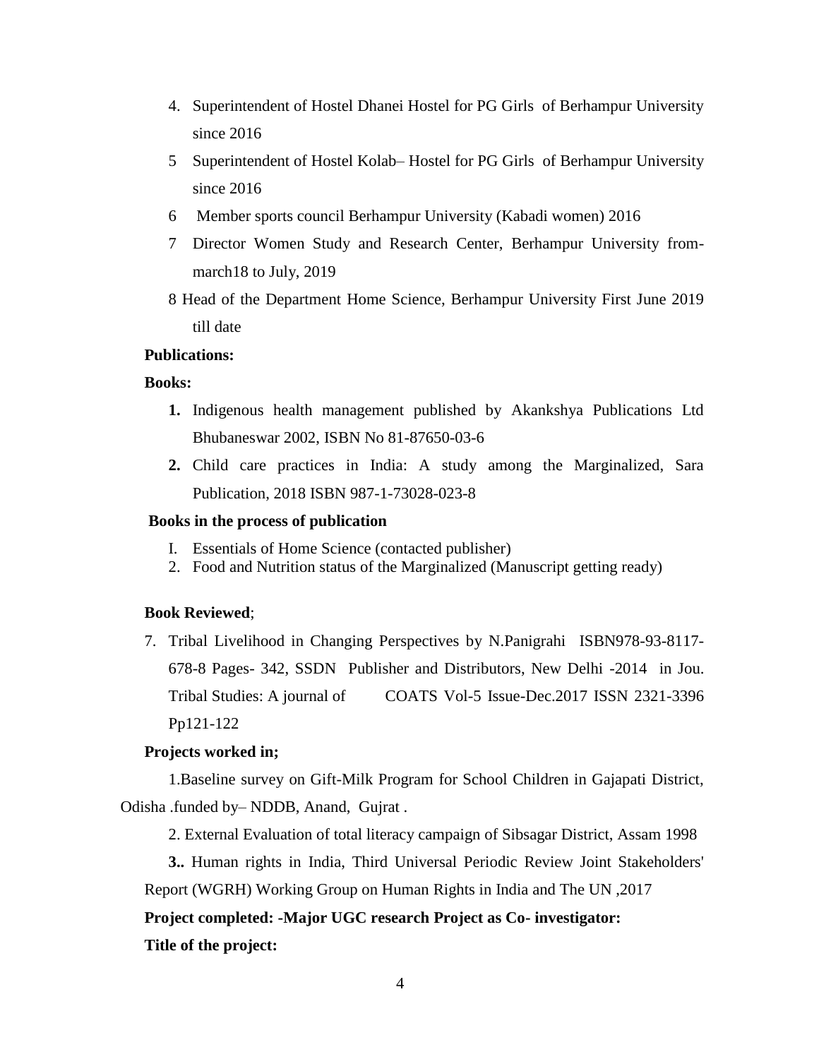4. Superintendent of Hostel Dhanei Hostel for PG Girls of Berhampur University since 2016
5. Superintendent of Hostel Kolab– Hostel for PG Girls of Berhampur University since 2016
6. Member sports council Berhampur University (Kabadi women) 2016
7. Director Women Study and Research Center, Berhampur University from-march18 to July, 2019
8. Head of the Department Home Science, Berhampur University First June 2019 till date

**Publications:**

**Books:**

1. Indigenous health management published by Akankshya Publications Ltd Bhubaneswar 2002, ISBN No 81-87650-03-6
2. Child care practices in India: A study among the Marginalized, Sara Publication, 2018 ISBN 987-1-73028-023-8

**Books in the process of publication**

I. Essentials of Home Science (contacted publisher)
2. Food and Nutrition status of the Marginalized (Manuscript getting ready)

**Book Reviewed**;

7. Tribal Livelihood in Changing Perspectives by N.Panigrahi ISBN978-93-8117-678-8 Pages- 342, SSDN Publisher and Distributors, New Delhi -2014 in Jou. Tribal Studies: A journal of COATS Vol-5 Issue-Dec.2017 ISSN 2321-3396 Pp121-122

**Projects worked in;**

1.Baseline survey on Gift-Milk Program for School Children in Gajapati District, Odisha .funded by– NDDB, Anand, Gujrat .

2. External Evaluation of total literacy campaign of Sibsagar District, Assam 1998

**3..** Human rights in India, Third Universal Periodic Review Joint Stakeholders' Report (WGRH) Working Group on Human Rights in India and The UN ,2017

**Project completed: -Major UGC research Project as Co- investigator:**

**Title of the project:**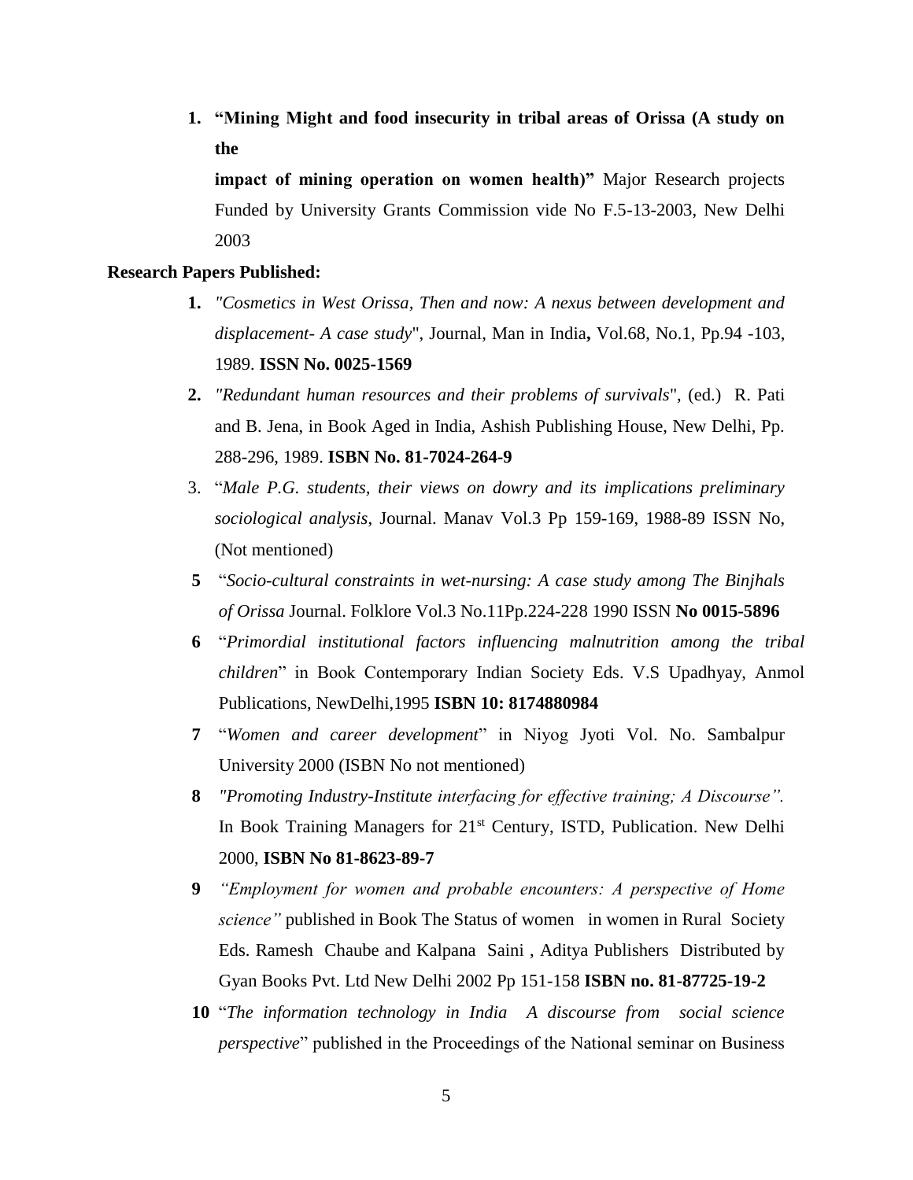1. **"Mining Might and food insecurity in tribal areas of Orissa (A study on the impact of mining operation on women health)"** Major Research projects Funded by University Grants Commission vide No F.5-13-2003, New Delhi 2003

**Research Papers Published:**

1. *"Cosmetics in West Orissa, Then and now: A nexus between development and displacement- A case study*", Journal, Man in India**,** Vol.68, No.1, Pp.94 -103, 1989. **ISSN No. 0025-1569**
2. *"Redundant human resources and their problems of survivals*", (ed.) R. Pati and B. Jena, in Book Aged in India, Ashish Publishing House, New Delhi, Pp. 288-296, 1989. **ISBN No. 81-7024-264-9**
3. "*Male P.G. students, their views on dowry and its implications preliminary sociological analysis*, Journal. Manav Vol.3 Pp 159-169, 1988-89 ISSN No, (Not mentioned)

**5** "*Socio-cultural constraints in wet-nursing: A case study among The Binjhals of Orissa* Journal. Folklore Vol.3 No.11Pp.224-228 1990 ISSN **No 0015-5896**

**6** "*Primordial institutional factors influencing malnutrition among the tribal children*" in Book Contemporary Indian Society Eds. V.S Upadhyay, Anmol Publications, NewDelhi,1995 **ISBN 10: 8174880984**

**7** "*Women and career development*" in Niyog Jyoti Vol. No. Sambalpur University 2000 (ISBN No not mentioned)

**8** *"Promoting Industry-Institute interfacing for effective training; A Discourse".* In Book Training Managers for 21st Century, ISTD, Publication. New Delhi 2000, **ISBN No 81-8623-89-7**

**9** *"Employment for women and probable encounters: A perspective of Home science"* published in Book The Status of women in women in Rural Society Eds. Ramesh Chaube and Kalpana Saini , Aditya Publishers Distributed by Gyan Books Pvt. Ltd New Delhi 2002 Pp 151-158 **ISBN no. 81-87725-19-2**

**10** "*The information technology in India A discourse from social science perspective*" published in the Proceedings of the National seminar on Business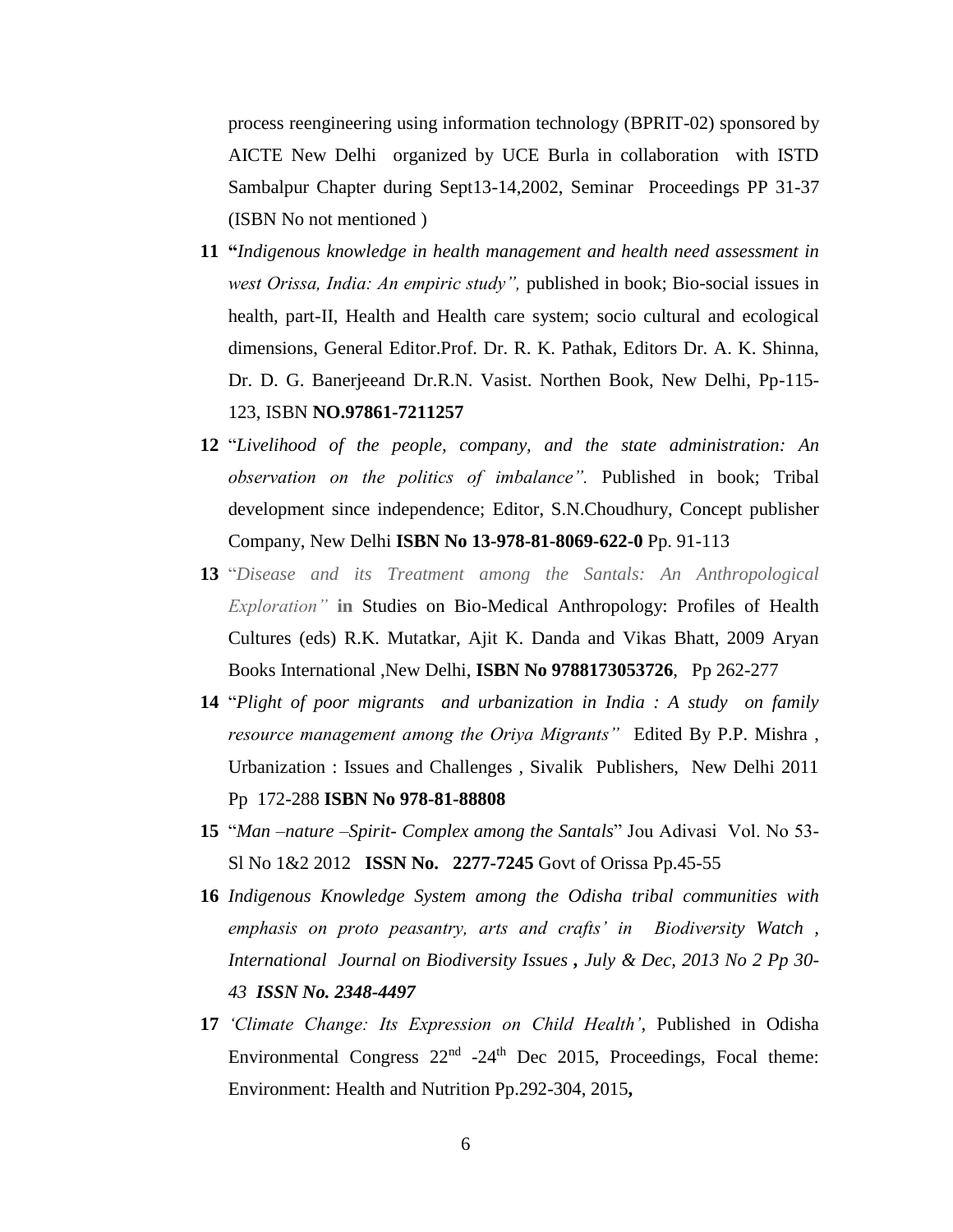process reengineering using information technology (BPRIT-02) sponsored by AICTE New Delhi organized by UCE Burla in collaboration with ISTD Sambalpur Chapter during Sept13-14,2002, Seminar Proceedings PP 31-37 (ISBN No not mentioned )

11 **"***Indigenous knowledge in health management and health need assessment in west Orissa, India: An empiric study",* published in book; Bio-social issues in health, part-II, Health and Health care system; socio cultural and ecological dimensions, General Editor.Prof. Dr. R. K. Pathak, Editors Dr. A. K. Shinna, Dr. D. G. Banerjeeand Dr.R.N. Vasist. Northen Book, New Delhi, Pp-115-123, ISBN **NO.97861-7211257**

12 "*Livelihood of the people, company, and the state administration: An observation on the politics of imbalance".* Published in book; Tribal development since independence; Editor, S.N.Choudhury, Concept publisher Company, New Delhi **ISBN No 13-978-81-8069-622-0** Pp. 91-113

13 "*Disease and its Treatment among the Santals: An Anthropological Exploration"* **in** Studies on Bio-Medical Anthropology: Profiles of Health Cultures (eds) R.K. Mutatkar, Ajit K. Danda and Vikas Bhatt, 2009 Aryan Books International ,New Delhi, **ISBN No 9788173053726**, Pp 262-277

14 "*Plight of poor migrants and urbanization in India : A study on family resource management among the Oriya Migrants"* Edited By P.P. Mishra , Urbanization : Issues and Challenges , Sivalik Publishers, New Delhi 2011 Pp 172-288 **ISBN No 978-81-88808**

15 "*Man –nature –Spirit- Complex among the Santals*" Jou Adivasi Vol. No 53-Sl No 1&2 2012 **ISSN No. 2277-7245** Govt of Orissa Pp.45-55

16 *Indigenous Knowledge System among the Odisha tribal communities with emphasis on proto peasantry, arts and crafts' in Biodiversity Watch , International Journal on Biodiversity Issues **,** July & Dec, 2013 No 2 Pp 30-43 **ISSN No. 2348-4497***

17 *'Climate Change: Its Expression on Child Health'*, Published in Odisha Environmental Congress 22nd -24th Dec 2015, Proceedings, Focal theme: Environment: Health and Nutrition Pp.292-304, 2015**,**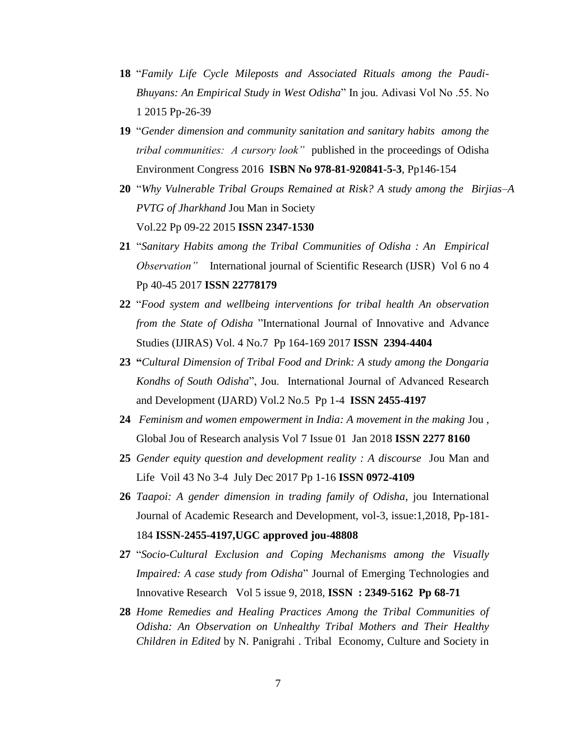**18** "*Family Life Cycle Mileposts and Associated Rituals among the Paudi-Bhuyans: An Empirical Study in West Odisha*" In jou. Adivasi Vol No .55. No 1 2015 Pp-26-39

**19** "*Gender dimension and community sanitation and sanitary habits among the tribal communities: A cursory look"* published in the proceedings of Odisha Environment Congress 2016 **ISBN No 978-81-920841-5-3**, Pp146-154

**20** "*Why Vulnerable Tribal Groups Remained at Risk? A study among the Birjias–A PVTG of Jharkhand* Jou Man in Society Vol.22 Pp 09-22 2015 **ISSN 2347-1530**

**21** "*Sanitary Habits among the Tribal Communities of Odisha : An Empirical Observation"* International journal of Scientific Research (IJSR) Vol 6 no 4 Pp 40-45 2017 **ISSN 22778179**

**22** "*Food system and wellbeing interventions for tribal health An observation from the State of Odisha* "International Journal of Innovative and Advance Studies (IJIRAS) Vol. 4 No.7 Pp 164-169 2017 **ISSN 2394-4404**

**23** **"***Cultural Dimension of Tribal Food and Drink: A study among the Dongaria Kondhs of South Odisha*", Jou. International Journal of Advanced Research and Development (IJARD) Vol.2 No.5 Pp 1-4 **ISSN 2455-4197**

**24** *Feminism and women empowerment in India: A movement in the making* Jou , Global Jou of Research analysis Vol 7 Issue 01 Jan 2018 **ISSN 2277 8160**

**25** *Gender equity question and development reality : A discourse* Jou Man and Life Voil 43 No 3-4 July Dec 2017 Pp 1-16 **ISSN 0972-4109**

**26** *Taapoi: A gender dimension in trading family of Odisha*, jou International Journal of Academic Research and Development, vol-3, issue:1,2018, Pp-181-184 **ISSN-2455-4197,UGC approved jou-48808**

**27** "*Socio-Cultural Exclusion and Coping Mechanisms among the Visually Impaired: A case study from Odisha*" Journal of Emerging Technologies and Innovative Research Vol 5 issue 9, 2018, **ISSN : 2349-5162 Pp 68-71**

**28** *Home Remedies and Healing Practices Among the Tribal Communities of Odisha: An Observation on Unhealthy Tribal Mothers and Their Healthy Children in Edited* by N. Panigrahi . Tribal Economy, Culture and Society in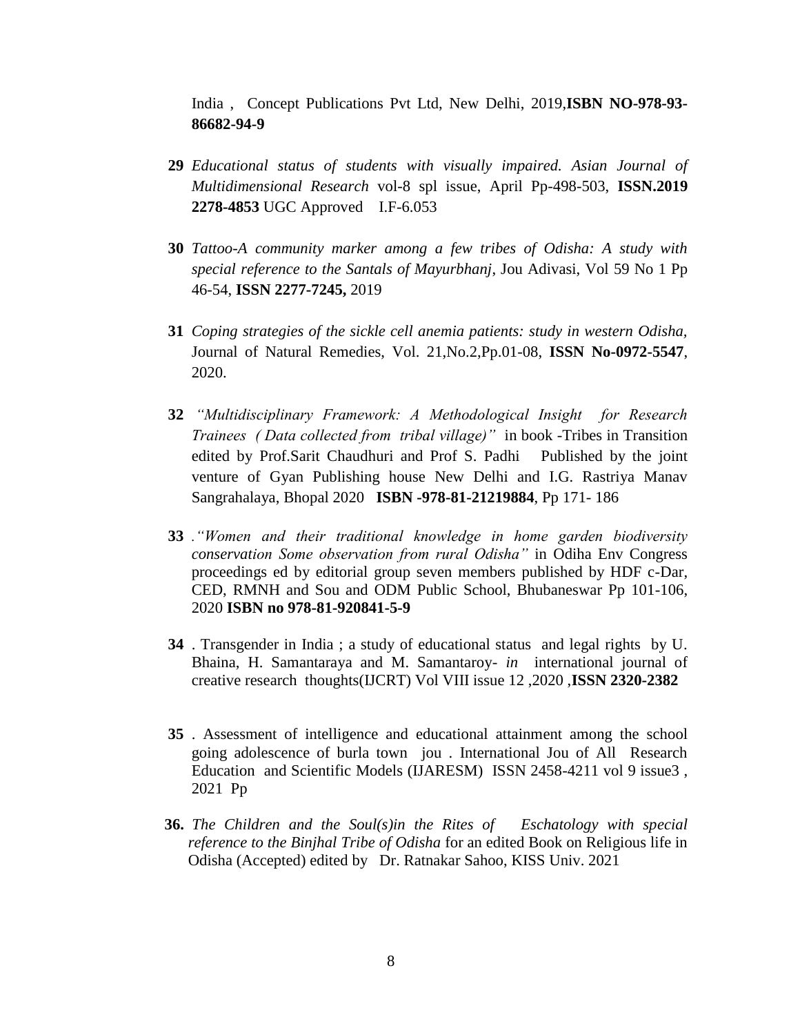India , Concept Publications Pvt Ltd, New Delhi, 2019,**ISBN NO-978-93-86682-94-9**

**29** *Educational status of students with visually impaired. Asian Journal of Multidimensional Research* vol-8 spl issue, April Pp-498-503, **ISSN.2019 2278-4853** UGC Approved I.F-6.053

**30** *Tattoo-A community marker among a few tribes of Odisha: A study with special reference to the Santals of Mayurbhanj*, Jou Adivasi, Vol 59 No 1 Pp 46-54, **ISSN 2277-7245,** 2019

**31** *Coping strategies of the sickle cell anemia patients: study in western Odisha,* Journal of Natural Remedies, Vol. 21,No.2,Pp.01-08, **ISSN No-0972-5547**, 2020.

**32** *"Multidisciplinary Framework: A Methodological Insight for Research Trainees ( Data collected from tribal village)"* in book -Tribes in Transition edited by Prof.Sarit Chaudhuri and Prof S. Padhi Published by the joint venture of Gyan Publishing house New Delhi and I.G. Rastriya Manav Sangrahalaya, Bhopal 2020 **ISBN -978-81-21219884**, Pp 171- 186

**33** .*"Women and their traditional knowledge in home garden biodiversity conservation Some observation from rural Odisha"* in Odiha Env Congress proceedings ed by editorial group seven members published by HDF c-Dar, CED, RMNH and Sou and ODM Public School, Bhubaneswar Pp 101-106, 2020 **ISBN no 978-81-920841-5-9**

**34** . Transgender in India ; a study of educational status and legal rights by U. Bhaina, H. Samantaraya and M. Samantaroy- *in* international journal of creative research thoughts(IJCRT) Vol VIII issue 12 ,2020 ,**ISSN 2320-2382**

**35** . Assessment of intelligence and educational attainment among the school going adolescence of burla town jou . International Jou of All Research Education and Scientific Models (IJARESM) ISSN 2458-4211 vol 9 issue3 , 2021 Pp

**36.** *The Children and the Soul(s)in the Rites of Eschatology with special reference to the Binjhal Tribe of Odisha* for an edited Book on Religious life in Odisha (Accepted) edited by Dr. Ratnakar Sahoo, KISS Univ. 2021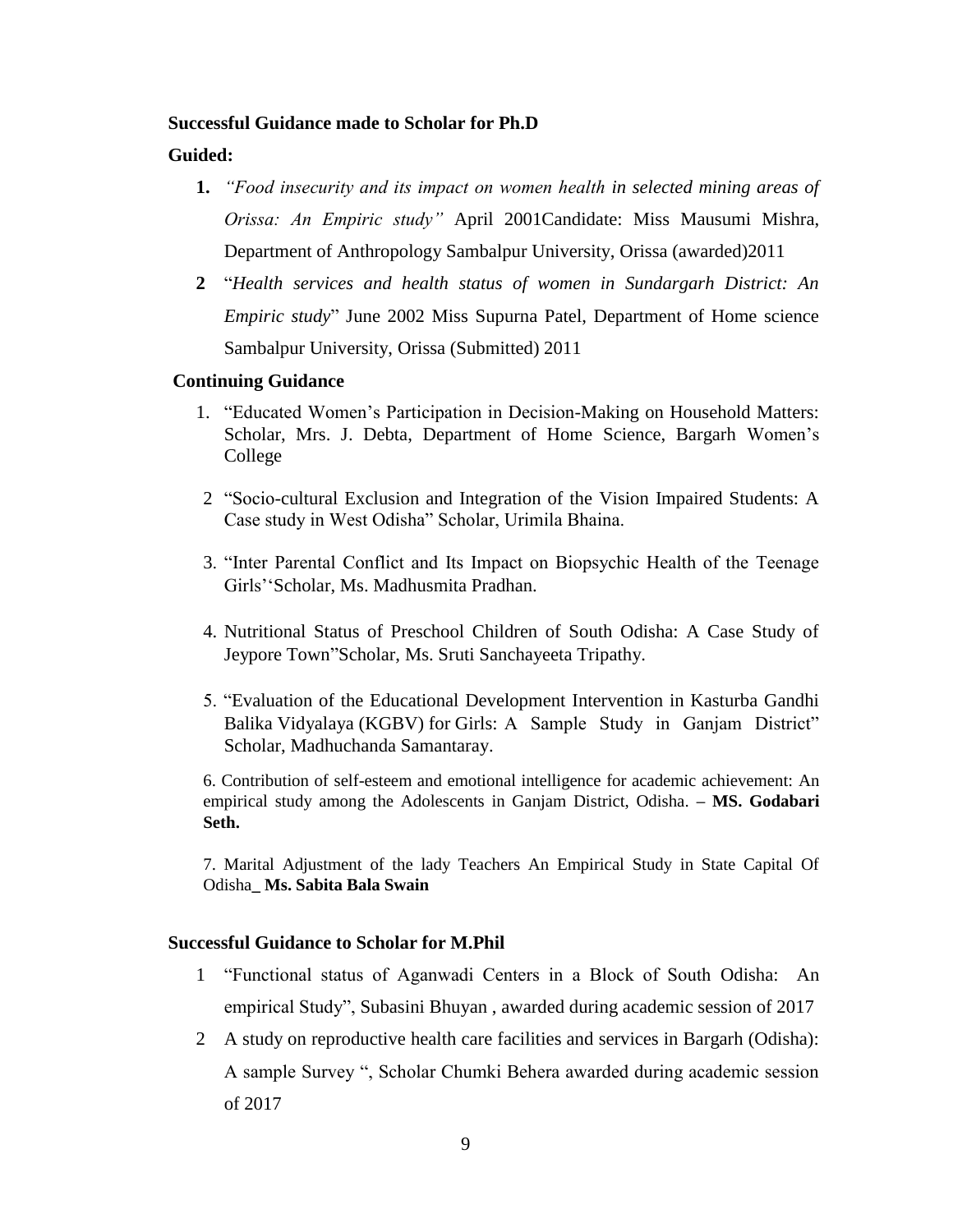**Successful Guidance made to Scholar for Ph.D**

**Guided:**

1. *"Food insecurity and its impact on women health in selected mining areas of Orissa: An Empiric study"* April 2001Candidate: Miss Mausumi Mishra, Department of Anthropology Sambalpur University, Orissa (awarded)2011
2. "*Health services and health status of women in Sundargarh District: An Empiric study*" June 2002 Miss Supurna Patel, Department of Home science Sambalpur University, Orissa (Submitted) 2011

**Continuing Guidance**

1. "Educated Women's Participation in Decision-Making on Household Matters: Scholar, Mrs. J. Debta, Department of Home Science, Bargarh Women's College
2. "Socio-cultural Exclusion and Integration of the Vision Impaired Students: A Case study in West Odisha" Scholar, Urimila Bhaina.
3. "Inter Parental Conflict and Its Impact on Biopsychic Health of the Teenage Girls''Scholar, Ms. Madhusmita Pradhan.
4. Nutritional Status of Preschool Children of South Odisha: A Case Study of Jeypore Town"Scholar, Ms. Sruti Sanchayeeta Tripathy.
5. "Evaluation of the Educational Development Intervention in Kasturba Gandhi Balika Vidyalaya (KGBV) for Girls: A Sample Study in Ganjam District" Scholar, Madhuchanda Samantaray.
6. Contribution of self-esteem and emotional intelligence for academic achievement: An empirical study among the Adolescents in Ganjam District, Odisha. **– MS. Godabari Seth.**
7. Marital Adjustment of the lady Teachers An Empirical Study in State Capital Of Odisha**_ Ms. Sabita Bala Swain**

**Successful Guidance to Scholar for M.Phil**

1. "Functional status of Aganwadi Centers in a Block of South Odisha: An empirical Study", Subasini Bhuyan , awarded during academic session of 2017
2. A study on reproductive health care facilities and services in Bargarh (Odisha): A sample Survey ", Scholar Chumki Behera awarded during academic session of 2017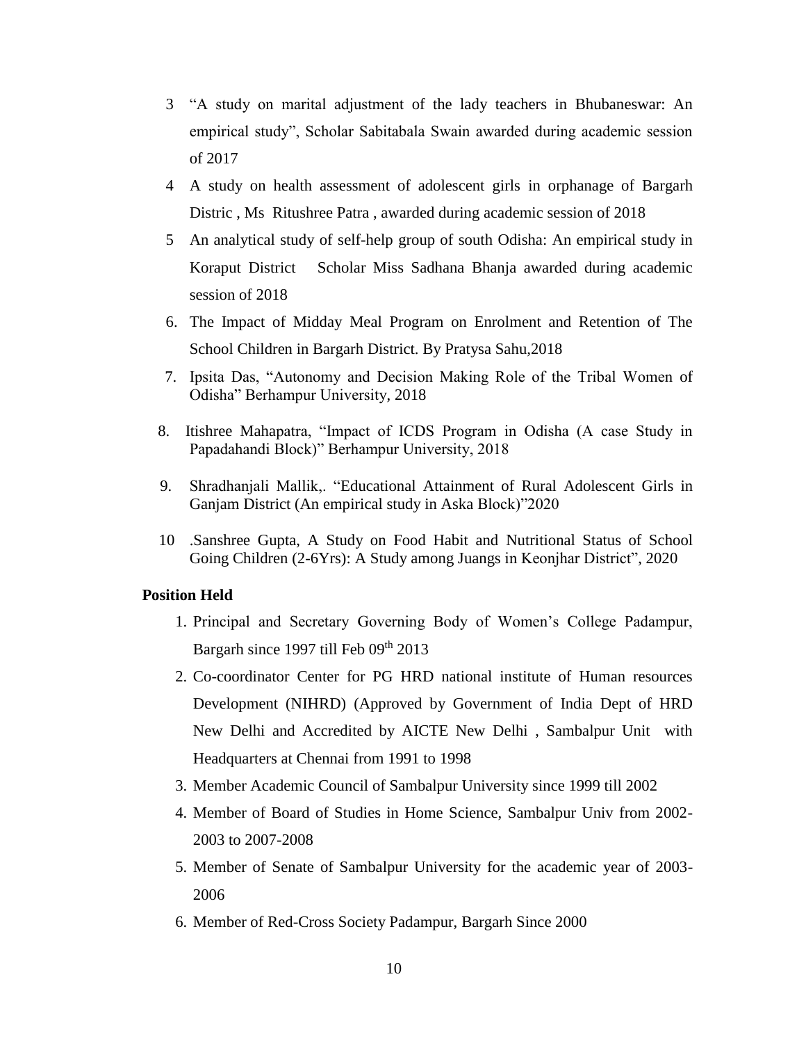3 "A study on marital adjustment of the lady teachers in Bhubaneswar: An empirical study", Scholar Sabitabala Swain awarded during academic session of 2017

4 A study on health assessment of adolescent girls in orphanage of Bargarh Distric , Ms Ritushree Patra , awarded during academic session of 2018

5 An analytical study of self-help group of south Odisha: An empirical study in Koraput District Scholar Miss Sadhana Bhanja awarded during academic session of 2018

6. The Impact of Midday Meal Program on Enrolment and Retention of The School Children in Bargarh District. By Pratysa Sahu,2018

7. Ipsita Das, "Autonomy and Decision Making Role of the Tribal Women of Odisha" Berhampur University, 2018

8. Itishree Mahapatra, "Impact of ICDS Program in Odisha (A case Study in Papadahandi Block)" Berhampur University, 2018

9. Shradhanjali Mallik,. "Educational Attainment of Rural Adolescent Girls in Ganjam District (An empirical study in Aska Block)"2020

10 .Sanshree Gupta, A Study on Food Habit and Nutritional Status of School Going Children (2-6Yrs): A Study among Juangs in Keonjhar District", 2020

**Position Held**

1. Principal and Secretary Governing Body of Women's College Padampur, Bargarh since 1997 till Feb 09th 2013
2. Co-coordinator Center for PG HRD national institute of Human resources Development (NIHRD) (Approved by Government of India Dept of HRD New Delhi and Accredited by AICTE New Delhi , Sambalpur Unit with Headquarters at Chennai from 1991 to 1998
3. Member Academic Council of Sambalpur University since 1999 till 2002
4. Member of Board of Studies in Home Science, Sambalpur Univ from 2002-2003 to 2007-2008
5. Member of Senate of Sambalpur University for the academic year of 2003-2006
6. Member of Red-Cross Society Padampur, Bargarh Since 2000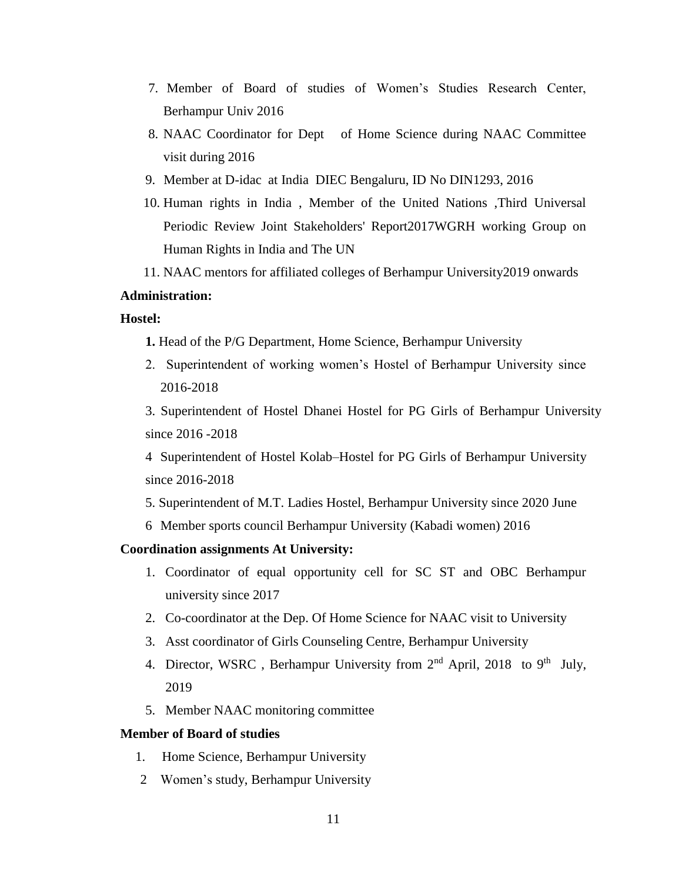7. Member of Board of studies of Women's Studies Research Center, Berhampur Univ 2016
8. NAAC Coordinator for Dept of Home Science during NAAC Committee visit during 2016
9. Member at D-idac at India DIEC Bengaluru, ID No DIN1293, 2016
10. Human rights in India , Member of the United Nations ,Third Universal Periodic Review Joint Stakeholders' Report2017WGRH working Group on Human Rights in India and The UN
11. NAAC mentors for affiliated colleges of Berhampur University2019 onwards

**Administration:**

**Hostel:**

**1.** Head of the P/G Department, Home Science, Berhampur University

2. Superintendent of working women's Hostel of Berhampur University since 2016-2018

3. Superintendent of Hostel Dhanei Hostel for PG Girls of Berhampur University since 2016 -2018

4 Superintendent of Hostel Kolab–Hostel for PG Girls of Berhampur University since 2016-2018

5. Superintendent of M.T. Ladies Hostel, Berhampur University since 2020 June

6 Member sports council Berhampur University (Kabadi women) 2016

**Coordination assignments At University:**

1. Coordinator of equal opportunity cell for SC ST and OBC Berhampur university since 2017
2. Co-coordinator at the Dep. Of Home Science for NAAC visit to University
3. Asst coordinator of Girls Counseling Centre, Berhampur University
4. Director, WSRC , Berhampur University from 2nd April, 2018 to 9th July, 2019
5. Member NAAC monitoring committee

**Member of Board of studies**

1. Home Science, Berhampur University

2 Women's study, Berhampur University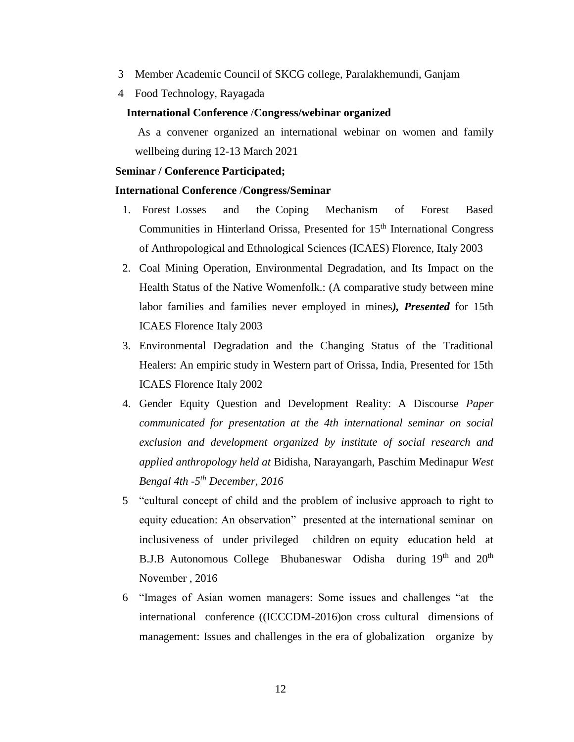3 Member Academic Council of SKCG college, Paralakhemundi, Ganjam

4 Food Technology, Rayagada

**International Conference /Congress/webinar organized**

As a convener organized an international webinar on women and family wellbeing during 12-13 March 2021

**Seminar / Conference Participated;**

**International Conference /Congress/Seminar**

1. Forest Losses and the Coping Mechanism of Forest Based Communities in Hinterland Orissa, Presented for 15th International Congress of Anthropological and Ethnological Sciences (ICAES) Florence, Italy 2003
2. Coal Mining Operation, Environmental Degradation, and Its Impact on the Health Status of the Native Womenfolk.: (A comparative study between mine labor families and families never employed in mines***), Presented*** for 15th ICAES Florence Italy 2003
3. Environmental Degradation and the Changing Status of the Traditional Healers: An empiric study in Western part of Orissa, India, Presented for 15th ICAES Florence Italy 2002
4. Gender Equity Question and Development Reality: A Discourse *Paper communicated for presentation at the 4th international seminar on social exclusion and development organized by institute of social research and applied anthropology held at* Bidisha, Narayangarh, Paschim Medinapur *West Bengal 4th -5th December, 2016*
5. "cultural concept of child and the problem of inclusive approach to right to equity education: An observation" presented at the international seminar on inclusiveness of under privileged children on equity education held at B.J.B Autonomous College Bhubaneswar Odisha during 19th and 20th November , 2016
6. "Images of Asian women managers: Some issues and challenges "at the international conference ((ICCCDM-2016)on cross cultural dimensions of management: Issues and challenges in the era of globalization organize by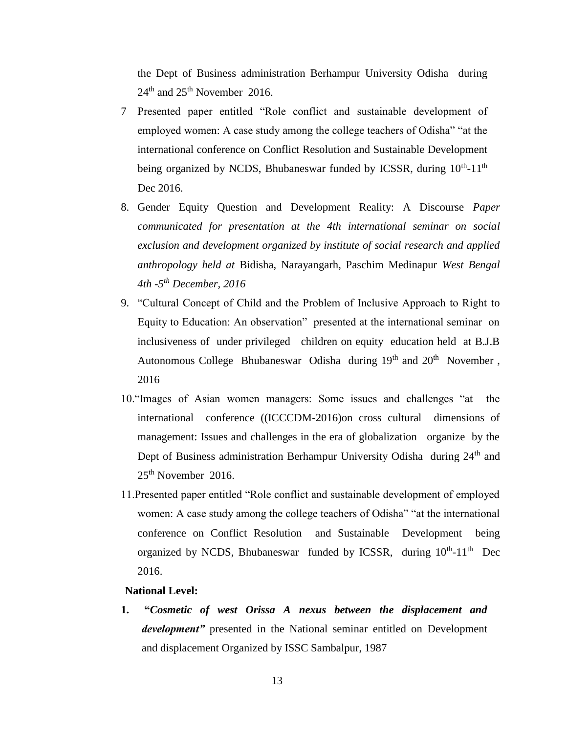the Dept of Business administration Berhampur University Odisha during 24th and 25th November 2016.

7 Presented paper entitled "Role conflict and sustainable development of employed women: A case study among the college teachers of Odisha" "at the international conference on Conflict Resolution and Sustainable Development being organized by NCDS, Bhubaneswar funded by ICSSR, during 10th-11th Dec 2016.

8. Gender Equity Question and Development Reality: A Discourse *Paper communicated for presentation at the 4th international seminar on social exclusion and development organized by institute of social research and applied anthropology held at* Bidisha, Narayangarh, Paschim Medinapur *West Bengal 4th -5th December, 2016*

9. "Cultural Concept of Child and the Problem of Inclusive Approach to Right to Equity to Education: An observation" presented at the international seminar on inclusiveness of under privileged children on equity education held at B.J.B Autonomous College Bhubaneswar Odisha during 19th and 20th November , 2016

10. "Images of Asian women managers: Some issues and challenges "at the international conference ((ICCCDM-2016)on cross cultural dimensions of management: Issues and challenges in the era of globalization organize by the Dept of Business administration Berhampur University Odisha during 24th and 25th November 2016.

11. Presented paper entitled "Role conflict and sustainable development of employed women: A case study among the college teachers of Odisha" "at the international conference on Conflict Resolution and Sustainable Development being organized by NCDS, Bhubaneswar funded by ICSSR, during 10th-11th Dec 2016.

**National Level:**

1. **"*Cosmetic of west Orissa A nexus between the displacement and development*"** presented in the National seminar entitled on Development and displacement Organized by ISSC Sambalpur, 1987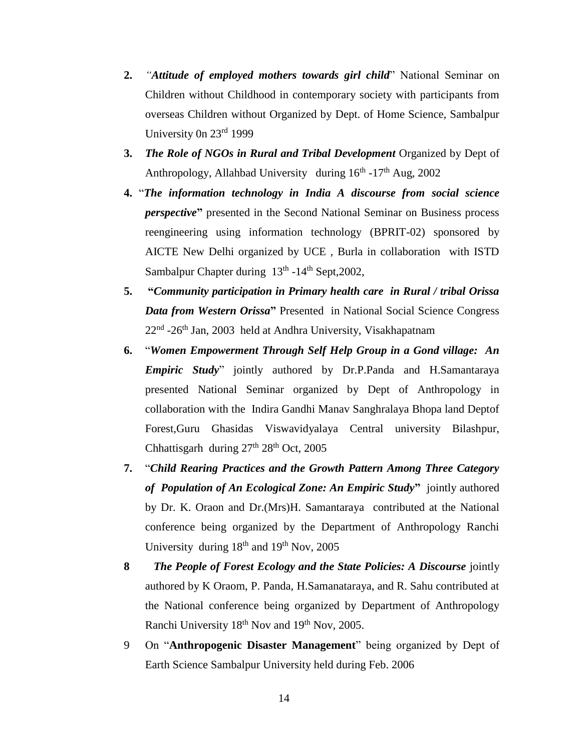2. *"**Attitude of employed mothers towards girl child**"* National Seminar on Children without Childhood in contemporary society with participants from overseas Children without Organized by Dept. of Home Science, Sambalpur University 0n 23rd 1999

3. ***The Role of NGOs in Rural and Tribal Development*** Organized by Dept of Anthropology, Allahbad University during 16th -17th Aug, 2002

4. "***The information technology in India A discourse from social science perspective*****"** presented in the Second National Seminar on Business process reengineering using information technology (BPRIT-02) sponsored by AICTE New Delhi organized by UCE , Burla in collaboration with ISTD Sambalpur Chapter during 13th -14th Sept,2002,

5. **"*Community participation in Primary health care in Rural / tribal Orissa Data from Western Orissa*"** Presented in National Social Science Congress 22nd -26th Jan, 2003 held at Andhra University, Visakhapatnam

6. "***Women Empowerment Through Self Help Group in a Gond village: An Empiric Study***" jointly authored by Dr.P.Panda and H.Samantaraya presented National Seminar organized by Dept of Anthropology in collaboration with the Indira Gandhi Manav Sanghralaya Bhopa land Deptof Forest,Guru Ghasidas Viswavidyalaya Central university Bilashpur, Chhattisgarh during 27th 28th Oct, 2005

7. "***Child Rearing Practices and the Growth Pattern Among Three Category of Population of An Ecological Zone: An Empiric Study*****"** jointly authored by Dr. K. Oraon and Dr.(Mrs)H. Samantaraya contributed at the National conference being organized by the Department of Anthropology Ranchi University during 18th and 19th Nov, 2005

8. ***The People of Forest Ecology and the State Policies: A Discourse*** jointly authored by K Oraom, P. Panda, H.Samanataraya, and R. Sahu contributed at the National conference being organized by Department of Anthropology Ranchi University 18th Nov and 19th Nov, 2005.

9. On "**Anthropogenic Disaster Management**" being organized by Dept of Earth Science Sambalpur University held during Feb. 2006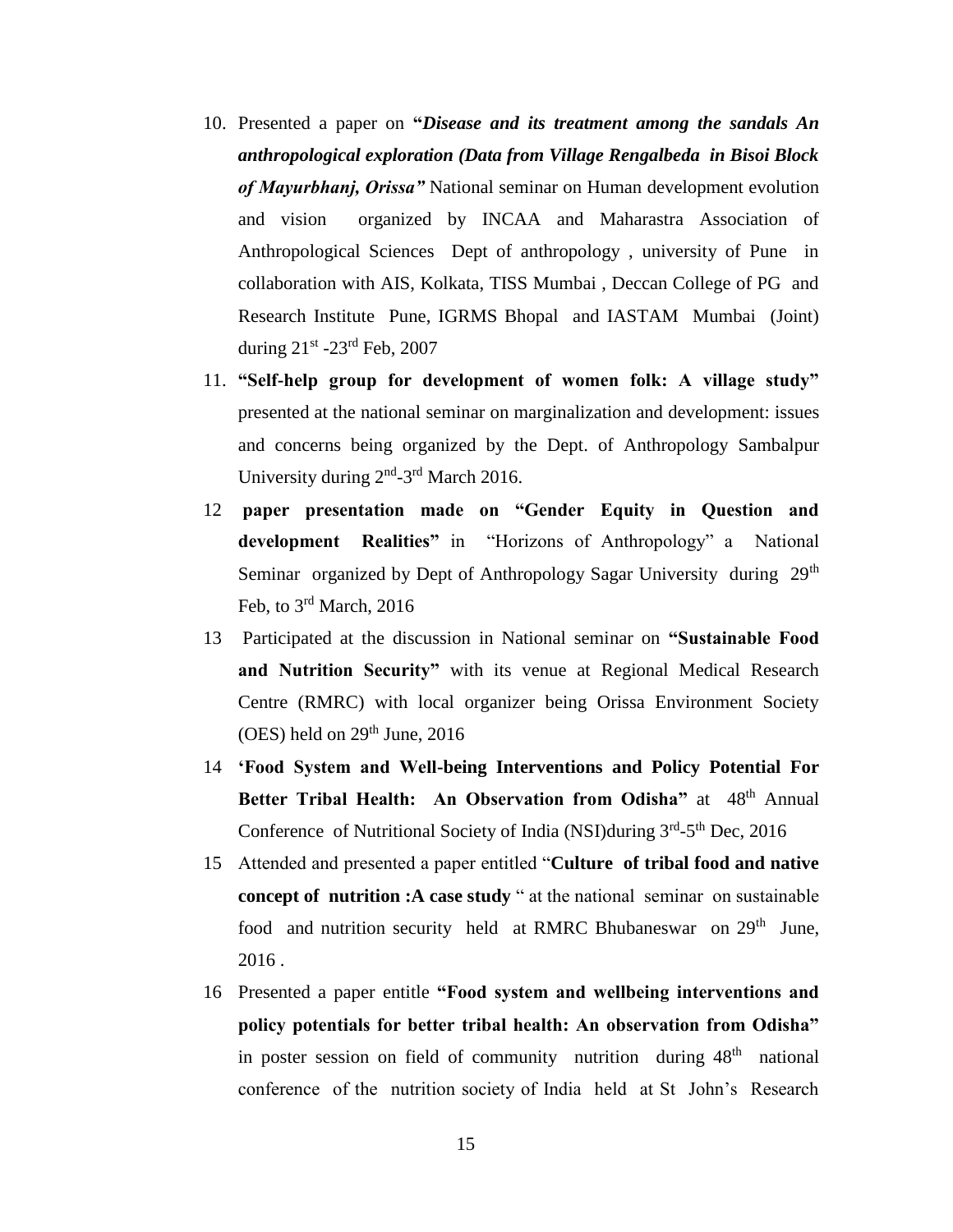10. Presented a paper on **"*Disease and its treatment among the sandals An anthropological exploration (Data from Village Rengalbeda in Bisoi Block of Mayurbhanj, Orissa"*** National seminar on Human development evolution and vision organized by INCAA and Maharastra Association of Anthropological Sciences Dept of anthropology , university of Pune in collaboration with AIS, Kolkata, TISS Mumbai , Deccan College of PG and Research Institute Pune, IGRMS Bhopal and IASTAM Mumbai (Joint) during 21st -23rd Feb, 2007
11. **"Self-help group for development of women folk: A village study"** presented at the national seminar on marginalization and development: issues and concerns being organized by the Dept. of Anthropology Sambalpur University during 2nd-3rd March 2016.
12. **paper presentation made on "Gender Equity in Question and development Realities"** in "Horizons of Anthropology" a National Seminar organized by Dept of Anthropology Sagar University during 29th Feb, to 3rd March, 2016
13. Participated at the discussion in National seminar on **"Sustainable Food and Nutrition Security"** with its venue at Regional Medical Research Centre (RMRC) with local organizer being Orissa Environment Society (OES) held on 29th June, 2016
14. **'Food System and Well-being Interventions and Policy Potential For Better Tribal Health: An Observation from Odisha"** at 48th Annual Conference of Nutritional Society of India (NSI)during 3rd-5th Dec, 2016
15. Attended and presented a paper entitled "**Culture of tribal food and native concept of nutrition :A case study** " at the national seminar on sustainable food and nutrition security held at RMRC Bhubaneswar on 29th June, 2016 .
16. Presented a paper entitle **"Food system and wellbeing interventions and policy potentials for better tribal health: An observation from Odisha"** in poster session on field of community nutrition during 48th national conference of the nutrition society of India held at St John's Research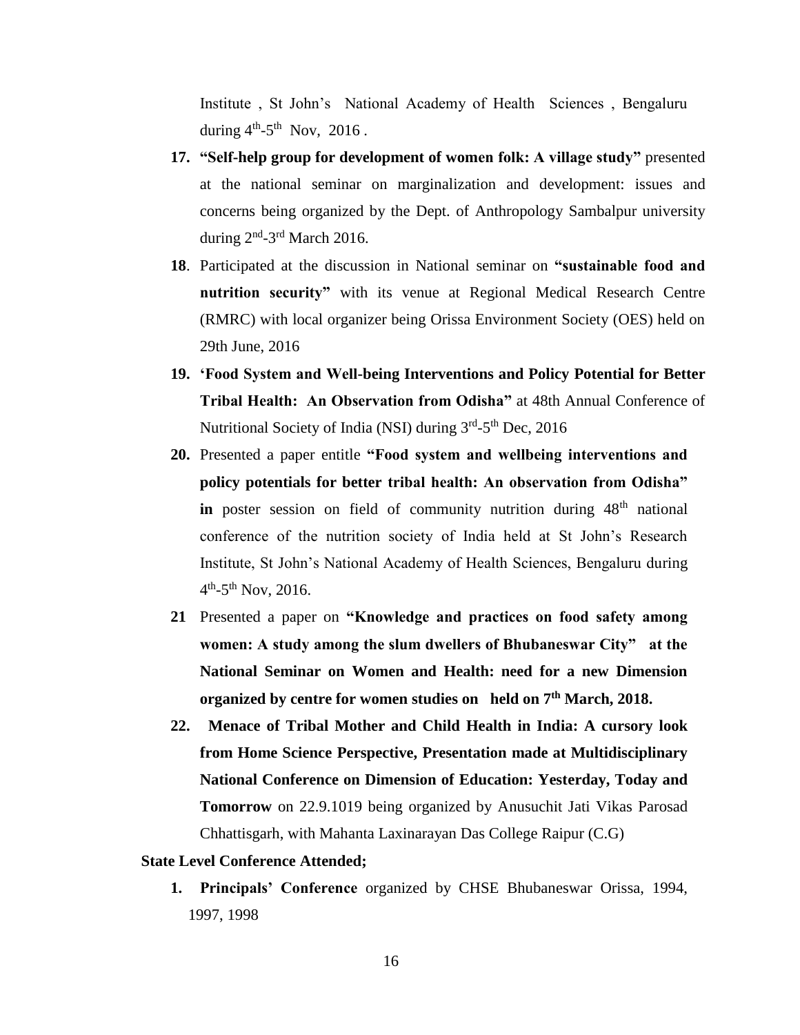Institute , St John's National Academy of Health Sciences , Bengaluru during 4th-5th Nov, 2016 .

17. **"Self-help group for development of women folk: A village study"** presented at the national seminar on marginalization and development: issues and concerns being organized by the Dept. of Anthropology Sambalpur university during 2nd-3rd March 2016.

18. Participated at the discussion in National seminar on **"sustainable food and nutrition security"** with its venue at Regional Medical Research Centre (RMRC) with local organizer being Orissa Environment Society (OES) held on 29th June, 2016

19. **'Food System and Well-being Interventions and Policy Potential for Better Tribal Health: An Observation from Odisha"** at 48th Annual Conference of Nutritional Society of India (NSI) during 3rd-5th Dec, 2016

20. Presented a paper entitle **"Food system and wellbeing interventions and policy potentials for better tribal health: An observation from Odisha" in** poster session on field of community nutrition during 48th national conference of the nutrition society of India held at St John's Research Institute, St John's National Academy of Health Sciences, Bengaluru during 4th-5th Nov, 2016.

21. Presented a paper on **"Knowledge and practices on food safety among women: A study among the slum dwellers of Bhubaneswar City" at the National Seminar on Women and Health: need for a new Dimension organized by centre for women studies on held on 7th March, 2018.**

22. **Menace of Tribal Mother and Child Health in India: A cursory look from Home Science Perspective, Presentation made at Multidisciplinary National Conference on Dimension of Education: Yesterday, Today and Tomorrow** on 22.9.1019 being organized by Anusuchit Jati Vikas Parosad Chhattisgarh, with Mahanta Laxinarayan Das College Raipur (C.G)

**State Level Conference Attended;**

1. **Principals' Conference** organized by CHSE Bhubaneswar Orissa, 1994, 1997, 1998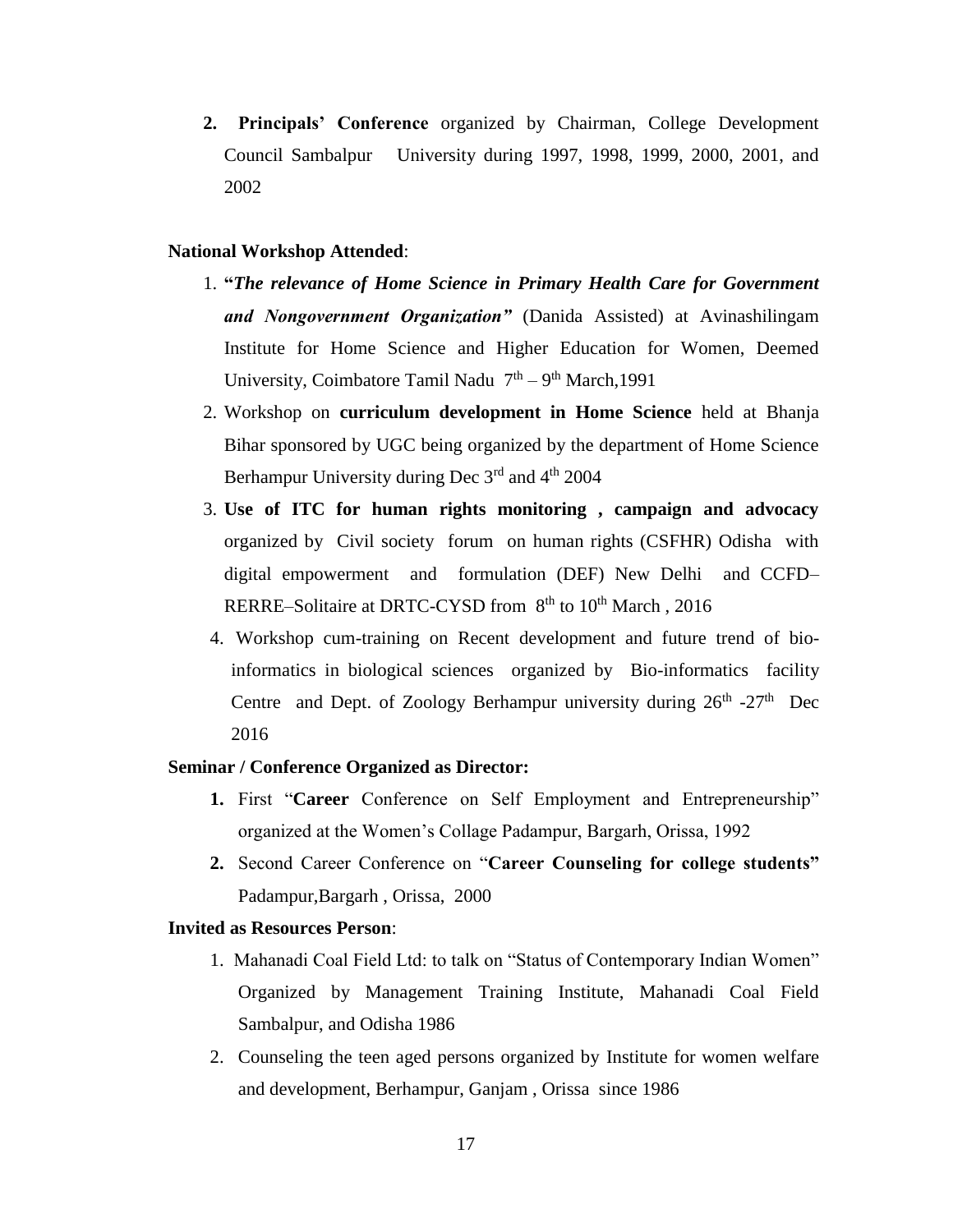2. **Principals' Conference** organized by Chairman, College Development Council Sambalpur University during 1997, 1998, 1999, 2000, 2001, and 2002

**National Workshop Attended**:

1. **"*The relevance of Home Science in Primary Health Care for Government and Nongovernment Organization"*** (Danida Assisted) at Avinashilingam Institute for Home Science and Higher Education for Women, Deemed University, Coimbatore Tamil Nadu 7th – 9th March,1991
2. Workshop on **curriculum development in Home Science** held at Bhanja Bihar sponsored by UGC being organized by the department of Home Science Berhampur University during Dec 3rd and 4th 2004
3. **Use of ITC for human rights monitoring , campaign and advocacy** organized by Civil society forum on human rights (CSFHR) Odisha with digital empowerment and formulation (DEF) New Delhi and CCFD–RERRE–Solitaire at DRTC-CYSD from 8th to 10th March , 2016
4. Workshop cum-training on Recent development and future trend of bio-informatics in biological sciences organized by Bio-informatics facility Centre and Dept. of Zoology Berhampur university during 26th -27th Dec 2016

**Seminar / Conference Organized as Director:**

1. First "**Career** Conference on Self Employment and Entrepreneurship" organized at the Women's Collage Padampur, Bargarh, Orissa, 1992
2. Second Career Conference on "**Career Counseling for college students"** Padampur,Bargarh , Orissa, 2000

**Invited as Resources Person**:

1. Mahanadi Coal Field Ltd: to talk on "Status of Contemporary Indian Women" Organized by Management Training Institute, Mahanadi Coal Field Sambalpur, and Odisha 1986
2. Counseling the teen aged persons organized by Institute for women welfare and development, Berhampur, Ganjam , Orissa since 1986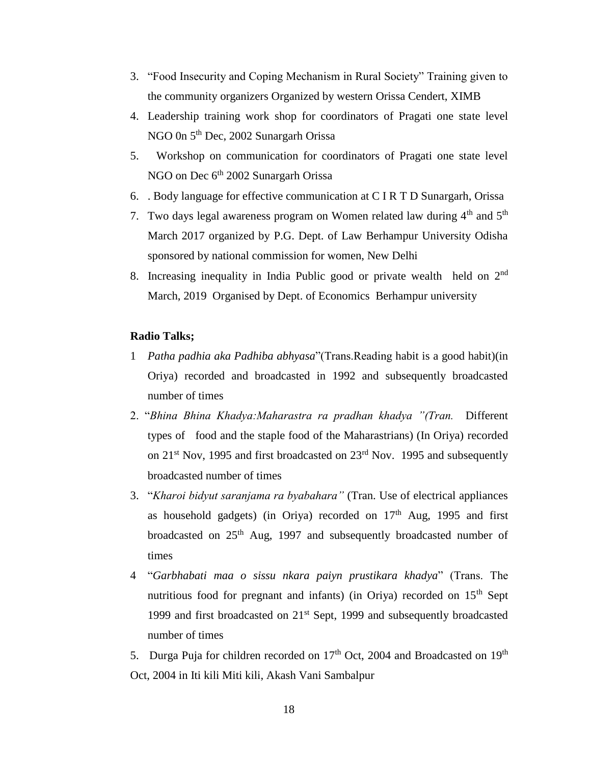3. "Food Insecurity and Coping Mechanism in Rural Society" Training given to the community organizers Organized by western Orissa Cendert, XIMB
4. Leadership training work shop for coordinators of Pragati one state level NGO 0n 5th Dec, 2002 Sunargarh Orissa
5. Workshop on communication for coordinators of Pragati one state level NGO on Dec 6th 2002 Sunargarh Orissa
6. . Body language for effective communication at C I R T D Sunargarh, Orissa
7. Two days legal awareness program on Women related law during 4th and 5th March 2017 organized by P.G. Dept. of Law Berhampur University Odisha sponsored by national commission for women, New Delhi
8. Increasing inequality in India Public good or private wealth held on 2nd March, 2019 Organised by Dept. of Economics Berhampur university

**Radio Talks;**

1 *Patha padhia aka Padhiba abhyasa*"(Trans.Reading habit is a good habit)(in Oriya) recorded and broadcasted in 1992 and subsequently broadcasted number of times

2. "*Bhina Bhina Khadya:Maharastra ra pradhan khadya "(Tran.* Different types of food and the staple food of the Maharastrians) (In Oriya) recorded on 21st Nov, 1995 and first broadcasted on 23rd Nov. 1995 and subsequently broadcasted number of times

3. "*Kharoi bidyut saranjama ra byabahara"* (Tran. Use of electrical appliances as household gadgets) (in Oriya) recorded on 17th Aug, 1995 and first broadcasted on 25th Aug, 1997 and subsequently broadcasted number of times

4 "*Garbhabati maa o sissu nkara paiyn prustikara khadya*" (Trans. The nutritious food for pregnant and infants) (in Oriya) recorded on 15th Sept 1999 and first broadcasted on 21st Sept, 1999 and subsequently broadcasted number of times

5. Durga Puja for children recorded on 17th Oct, 2004 and Broadcasted on 19th Oct, 2004 in Iti kili Miti kili, Akash Vani Sambalpur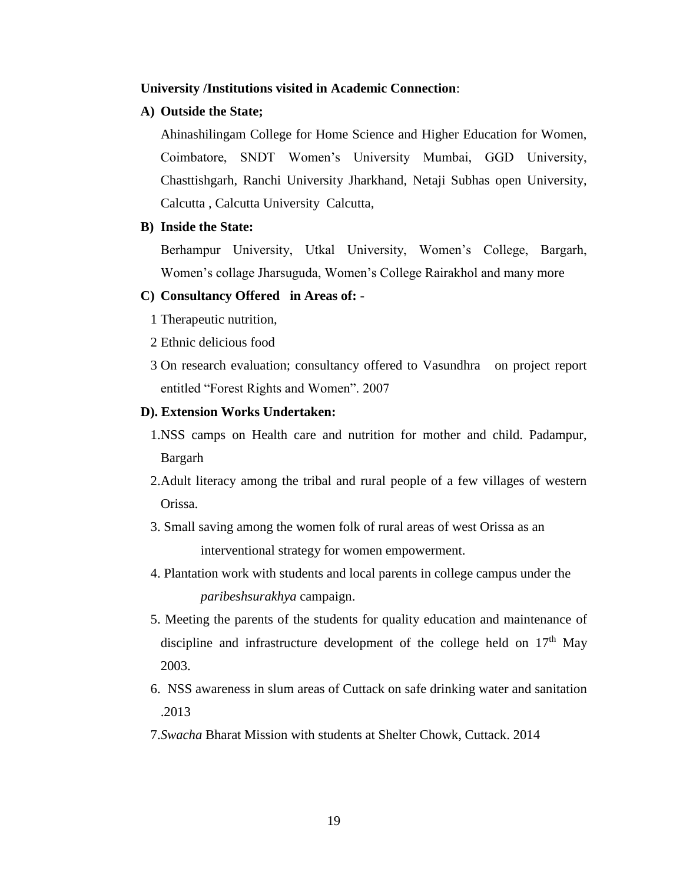**University /Institutions visited in Academic Connection**:

**A) Outside the State;**

Ahinashilingam College for Home Science and Higher Education for Women, Coimbatore, SNDT Women's University Mumbai, GGD University, Chasttishgarh, Ranchi University Jharkhand, Netaji Subhas open University, Calcutta , Calcutta University Calcutta,

**B) Inside the State:**

Berhampur University, Utkal University, Women's College, Bargarh, Women's collage Jharsuguda, Women's College Rairakhol and many more

**C) Consultancy Offered in Areas of:** -

1 Therapeutic nutrition,

2 Ethnic delicious food

3 On research evaluation; consultancy offered to Vasundhra on project report entitled "Forest Rights and Women". 2007

**D). Extension Works Undertaken:**

1.NSS camps on Health care and nutrition for mother and child. Padampur, Bargarh

2.Adult literacy among the tribal and rural people of a few villages of western Orissa.

3. Small saving among the women folk of rural areas of west Orissa as an interventional strategy for women empowerment.

4. Plantation work with students and local parents in college campus under the *paribeshsurakhya* campaign.

5. Meeting the parents of the students for quality education and maintenance of discipline and infrastructure development of the college held on 17th May 2003.

6. NSS awareness in slum areas of Cuttack on safe drinking water and sanitation .2013

7.*Swacha* Bharat Mission with students at Shelter Chowk, Cuttack. 2014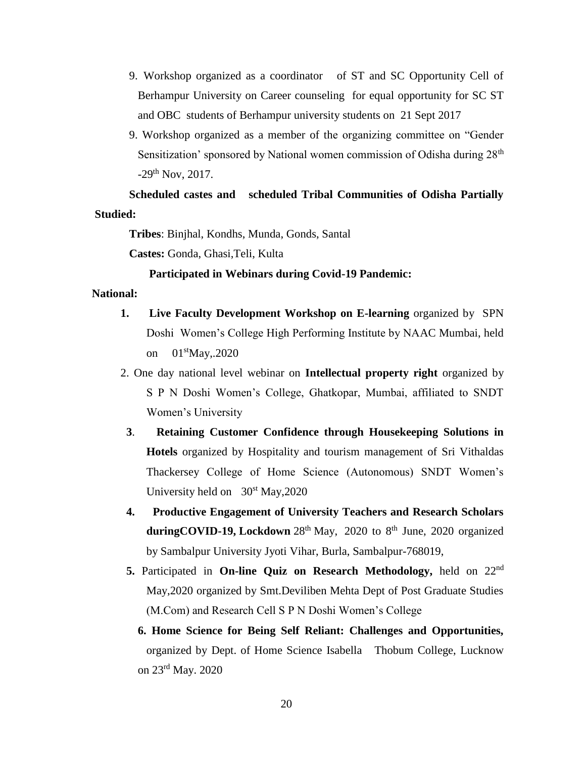9. Workshop organized as a coordinator of ST and SC Opportunity Cell of Berhampur University on Career counseling for equal opportunity for SC ST and OBC students of Berhampur university students on 21 Sept 2017

9. Workshop organized as a member of the organizing committee on "Gender Sensitization' sponsored by National women commission of Odisha during 28th -29th Nov, 2017.

**Scheduled castes and scheduled Tribal Communities of Odisha Partially Studied:**

**Tribes**: Binjhal, Kondhs, Munda, Gonds, Santal

**Castes:** Gonda, Ghasi,Teli, Kulta

**Participated in Webinars during Covid-19 Pandemic:**

**National:**

1. **Live Faculty Development Workshop on E-learning** organized by SPN Doshi Women's College High Performing Institute by NAAC Mumbai, held on 01st May,.2020
2. One day national level webinar on **Intellectual property right** organized by S P N Doshi Women's College, Ghatkopar, Mumbai, affiliated to SNDT Women's University
3. **Retaining Customer Confidence through Housekeeping Solutions in Hotels** organized by Hospitality and tourism management of Sri Vithaldas Thackersey College of Home Science (Autonomous) SNDT Women's University held on 30st May,2020
4. **Productive Engagement of University Teachers and Research Scholars duringCOVID-19, Lockdown** 28th May, 2020 to 8th June, 2020 organized by Sambalpur University Jyoti Vihar, Burla, Sambalpur-768019,
5. Participated in **On-line Quiz on Research Methodology,** held on 22nd May,2020 organized by Smt.Deviliben Mehta Dept of Post Graduate Studies (M.Com) and Research Cell S P N Doshi Women's College
6. **Home Science for Being Self Reliant: Challenges and Opportunities,** organized by Dept. of Home Science Isabella Thobum College, Lucknow on 23rd May. 2020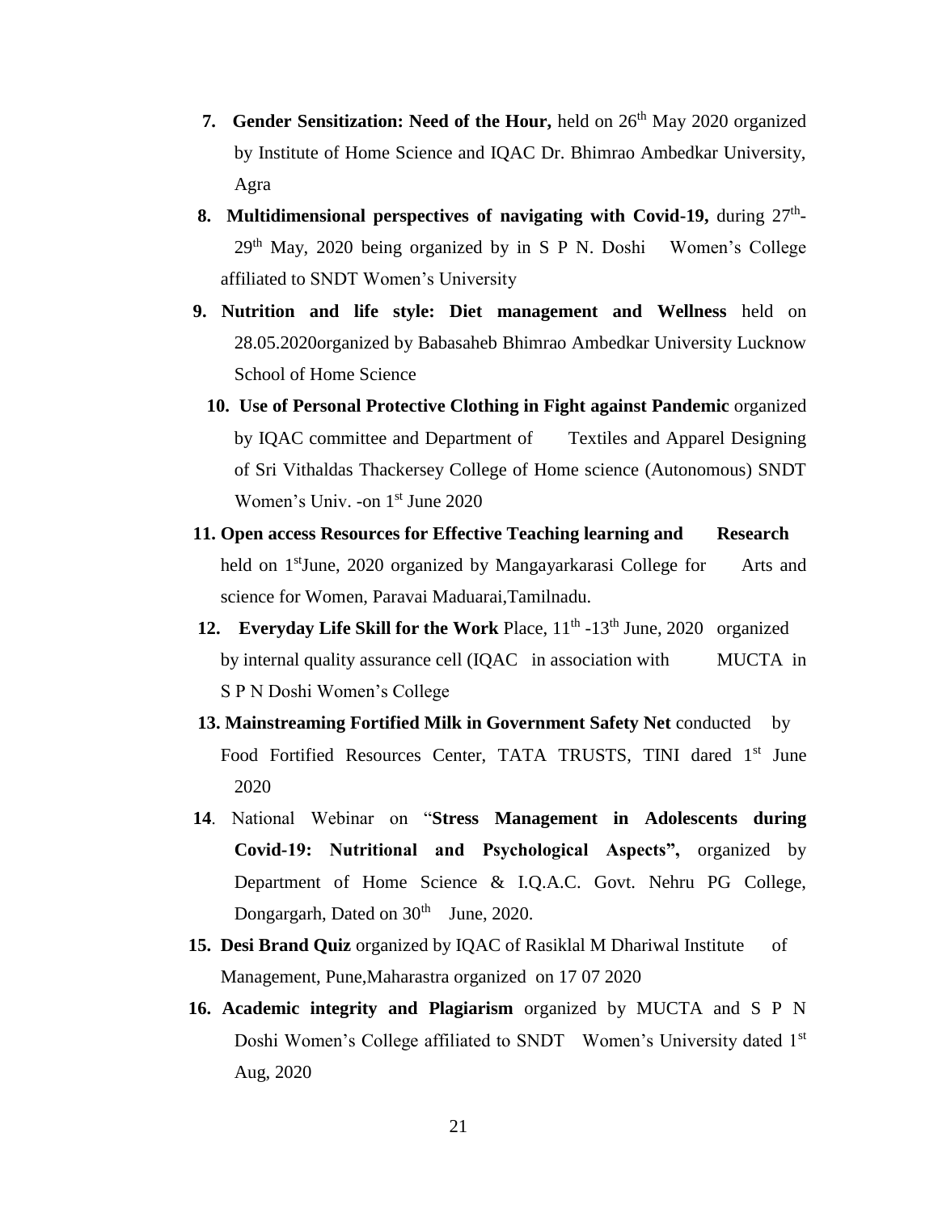7. **Gender Sensitization: Need of the Hour,** held on 26th May 2020 organized by Institute of Home Science and IQAC Dr. Bhimrao Ambedkar University, Agra
8. **Multidimensional perspectives of navigating with Covid-19,** during 27th-29th May, 2020 being organized by in S P N. Doshi Women's College affiliated to SNDT Women's University
9. **Nutrition and life style: Diet management and Wellness** held on 28.05.2020organized by Babasaheb Bhimrao Ambedkar University Lucknow School of Home Science
10. **Use of Personal Protective Clothing in Fight against Pandemic** organized by IQAC committee and Department of Textiles and Apparel Designing of Sri Vithaldas Thackersey College of Home science (Autonomous) SNDT Women's Univ. -on 1st June 2020
11. **Open access Resources for Effective Teaching learning and Research** held on 1stJune, 2020 organized by Mangayarkarasi College for Arts and science for Women, Paravai Maduarai,Tamilnadu.
12. **Everyday Life Skill for the Work** Place, 11th -13th June, 2020 organized by internal quality assurance cell (IQAC in association with MUCTA in S P N Doshi Women's College
13. **Mainstreaming Fortified Milk in Government Safety Net** conducted by Food Fortified Resources Center, TATA TRUSTS, TINI dared 1st June 2020
14. National Webinar on "**Stress Management in Adolescents during Covid-19: Nutritional and Psychological Aspects",** organized by Department of Home Science & I.Q.A.C. Govt. Nehru PG College, Dongargarh, Dated on 30th June, 2020.
15. **Desi Brand Quiz** organized by IQAC of Rasiklal M Dhariwal Institute of Management, Pune,Maharastra organized on 17 07 2020
16. **Academic integrity and Plagiarism** organized by MUCTA and S P N Doshi Women's College affiliated to SNDT Women's University dated 1st Aug, 2020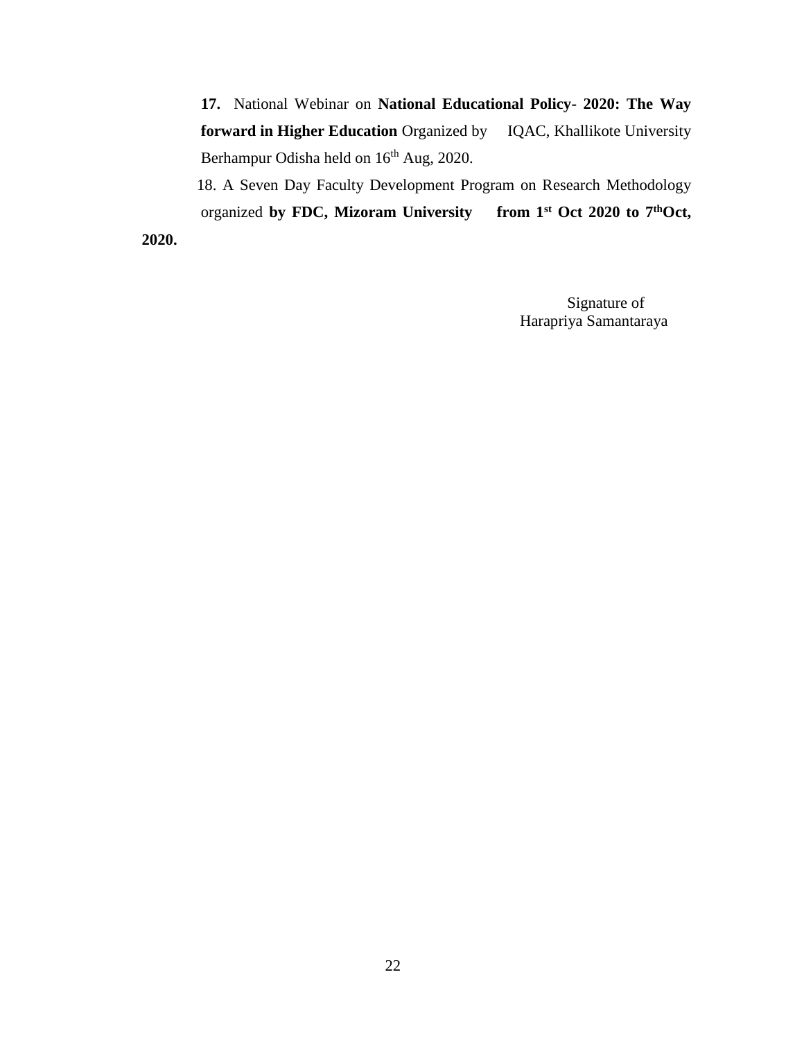**17.** National Webinar on **National Educational Policy- 2020: The Way forward in Higher Education** Organized by IQAC, Khallikote University Berhampur Odisha held on 16th Aug, 2020.

18. A Seven Day Faculty Development Program on Research Methodology organized **by FDC, Mizoram University from 1st Oct 2020 to 7th Oct, 2020.**

Signature of
Harapriya Samantaraya